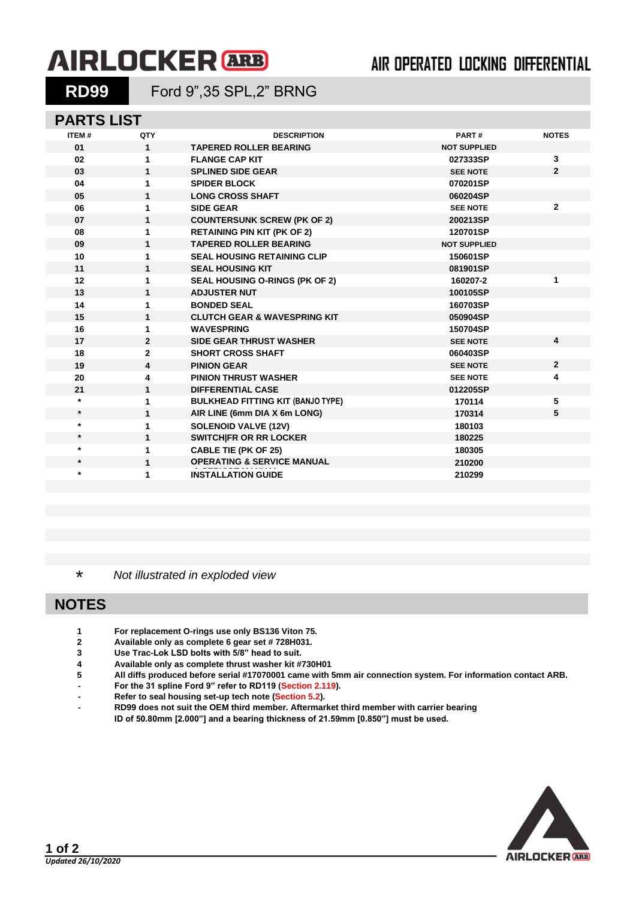# AIRLOCKER ARB

AIR OPERATED LOCKING DIFFERENTIAL

**RD99** Ford 9",35 SPL,2" BRNG

## PARTS LIST

| ITEM # | QTY | DESCRIPTION | PART # | NOTES |
|---|---|---|---|---|
| 01 | 1 | TAPERED ROLLER BEARING | NOT SUPPLIED | |
| 02 | 1 | FLANGE CAP KIT | 027333SP | 3 |
| 03 | 1 | SPLINED SIDE GEAR | SEE NOTE | 2 |
| 04 | 1 | SPIDER BLOCK | 070201SP | |
| 05 | 1 | LONG CROSS SHAFT | 060204SP | |
| 06 | 1 | SIDE GEAR | SEE NOTE | 2 |
| 07 | 1 | COUNTERSUNK SCREW (PK OF 2) | 200213SP | |
| 08 | 1 | RETAINING PIN KIT (PK OF 2) | 120701SP | |
| 09 | 1 | TAPERED ROLLER BEARING | NOT SUPPLIED | |
| 10 | 1 | SEAL HOUSING RETAINING CLIP | 150601SP | |
| 11 | 1 | SEAL HOUSING KIT | 081901SP | |
| 12 | 1 | SEAL HOUSING O-RINGS (PK OF 2) | 160207-2 | 1 |
| 13 | 1 | ADJUSTER NUT | 100105SP | |
| 14 | 1 | BONDED SEAL | 160703SP | |
| 15 | 1 | CLUTCH GEAR & WAVESPRING KIT | 050904SP | |
| 16 | 1 | WAVESPRING | 150704SP | |
| 17 | 2 | SIDE GEAR THRUST WASHER | SEE NOTE | 4 |
| 18 | 2 | SHORT CROSS SHAFT | 060403SP | |
| 19 | 4 | PINION GEAR | SEE NOTE | 2 |
| 20 | 4 | PINION THRUST WASHER | SEE NOTE | 4 |
| 21 | 1 | DIFFERENTIAL CASE | 012205SP | |
| * | 1 | BULKHEAD FITTING KIT (BANJO TYPE) | 170114 | 5 |
| * | 1 | AIR LINE (6mm DIA X 6m LONG) | 170314 | 5 |
| * | 1 | SOLENOID VALVE (12V) | 180103 | |
| * | 1 | SWITCH\|FR OR RR LOCKER | 180225 | |
| * | 1 | CABLE TIE (PK OF 25) | 180305 | |
| * | 1 | OPERATING & SERVICE MANUAL | 210200 | |
| * | 1 | INSTALLATION GUIDE | 210299 | |

\* *Not illustrated in exploded view*

## NOTES

1. For replacement O-rings use only BS136 Viton 75.
2. Available only as complete 6 gear set # 728H031.
3. Use Trac-Lok LSD bolts with 5/8" head to suit.
4. Available only as complete thrust washer kit #730H01
5. All diffs produced before serial #17070001 came with 5mm air connection system. For information contact ARB.

- For the 31 spline Ford 9" refer to RD119 (Section 2.119).
- Refer to seal housing set-up tech note (Section 5.2).
- RD99 does not suit the OEM third member. Aftermarket third member with carrier bearing ID of 50.80mm [2.000"] and a bearing thickness of 21.59mm [0.850"] must be used.

*Updated 26/10/2020*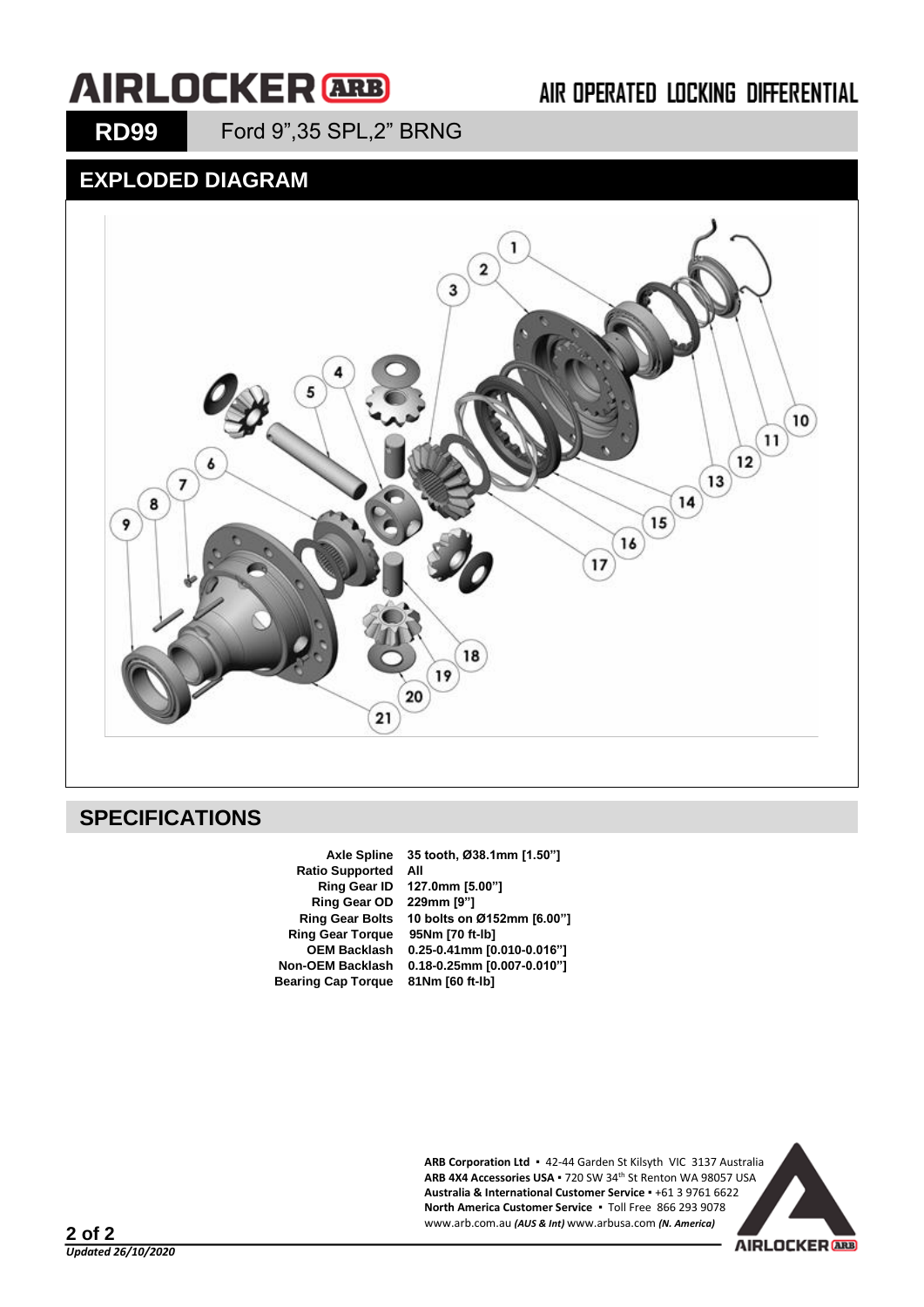# AIRLOCKER ARB

AIR OPERATED LOCKING DIFFERENTIAL

**RD99** Ford 9",35 SPL,2" BRNG

## EXPLODED DIAGRAM

1
2
3
4
5
6
7
8
9
10
11
12
13
14
15
16
17
18
19
20
21

## SPECIFICATIONS

| | |
|---|---|
| **Axle Spline** | **35 tooth, Ø38.1mm [1.50"]** |
| **Ratio Supported** | **All** |
| **Ring Gear ID** | **127.0mm [5.00"]** |
| **Ring Gear OD** | **229mm [9"]** |
| **Ring Gear Bolts** | **10 bolts on Ø152mm [6.00"]** |
| **Ring Gear Torque** | **95Nm [70 ft-lb]** |
| **OEM Backlash** | **0.25-0.41mm [0.010-0.016"]** |
| **Non-OEM Backlash** | **0.18-0.25mm [0.007-0.010"]** |
| **Bearing Cap Torque** | **81Nm [60 ft-lb]** |

**ARB Corporation Ltd** ▪ 42-44 Garden St Kilsyth VIC 3137 Australia
**ARB 4X4 Accessories USA** ▪ 720 SW 34th St Renton WA 98057 USA
**Australia & International Customer Service** ▪ +61 3 9761 6622
**North America Customer Service** ▪ Toll Free 866 293 9078
www.arb.com.au ***(AUS & Int)*** www.arbusa.com ***(N. America)***

AIRLOCKER ARB

***Updated 26/10/2020***